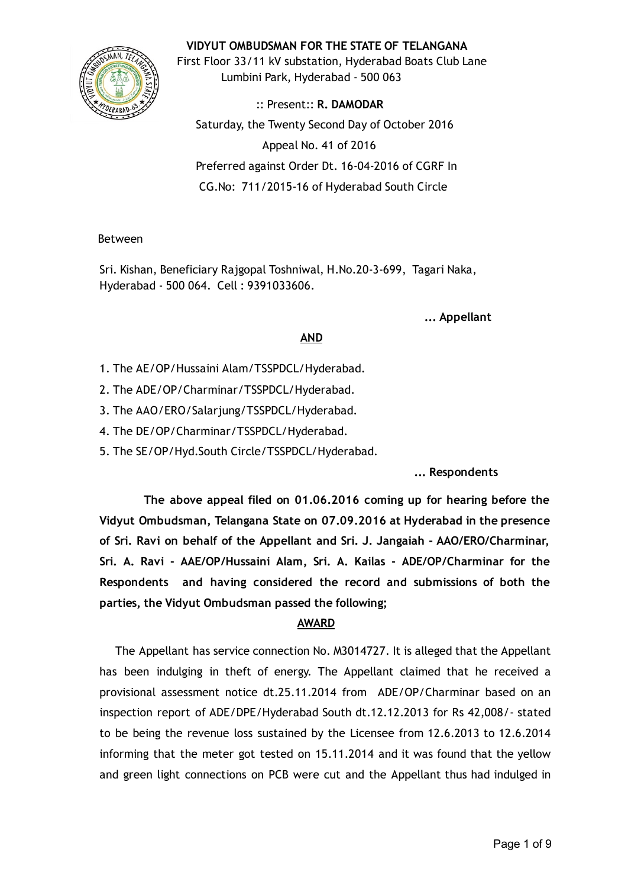**VIDYUT OMBUDSMAN FOR THE STATE OF TELANGANA**

First Floor 33/11 kV substation, Hyderabad Boats Club Lane
Lumbini Park, Hyderabad - 500 063

:: Present:: **R. DAMODAR**

Saturday, the Twenty Second Day of October 2016

Appeal No. 41 of 2016

Preferred against Order Dt. 16-04-2016 of CGRF In
CG.No: 711/2015-16 of Hyderabad South Circle

Between

Sri. Kishan, Beneficiary Rajgopal Toshniwal, H.No.20-3-699, Tagari Naka, Hyderabad - 500 064. Cell : 9391033606.

**... Appellant**

**AND**

1. The AE/OP/Hussaini Alam/TSSPDCL/Hyderabad.
2. The ADE/OP/Charminar/TSSPDCL/Hyderabad.
3. The AAO/ERO/Salarjung/TSSPDCL/Hyderabad.
4. The DE/OP/Charminar/TSSPDCL/Hyderabad.
5. The SE/OP/Hyd.South Circle/TSSPDCL/Hyderabad.

**... Respondents**

**The above appeal filed on 01.06.2016 coming up for hearing before the Vidyut Ombudsman, Telangana State on 07.09.2016 at Hyderabad in the presence of Sri. Ravi on behalf of the Appellant and Sri. J. Jangaiah - AAO/ERO/Charminar, Sri. A. Ravi - AAE/OP/Hussaini Alam, Sri. A. Kailas - ADE/OP/Charminar for the Respondents and having considered the record and submissions of both the parties, the Vidyut Ombudsman passed the following;**

**AWARD**

The Appellant has service connection No. M3014727. It is alleged that the Appellant has been indulging in theft of energy. The Appellant claimed that he received a provisional assessment notice dt.25.11.2014 from ADE/OP/Charminar based on an inspection report of ADE/DPE/Hyderabad South dt.12.12.2013 for Rs 42,008/- stated to be being the revenue loss sustained by the Licensee from 12.6.2013 to 12.6.2014 informing that the meter got tested on 15.11.2014 and it was found that the yellow and green light connections on PCB were cut and the Appellant thus had indulged in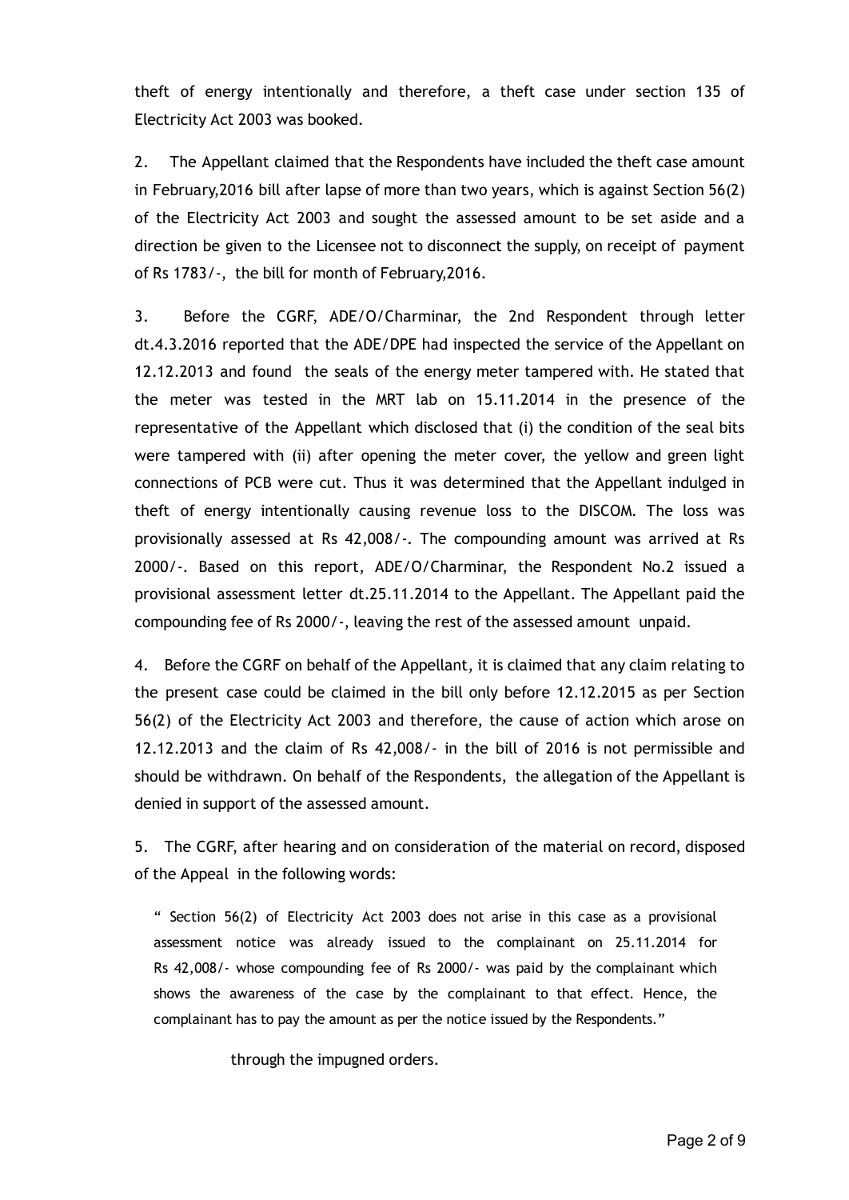theft of energy intentionally and therefore, a theft case under section 135 of Electricity Act 2003 was booked.

2. The Appellant claimed that the Respondents have included the theft case amount in February,2016 bill after lapse of more than two years, which is against Section 56(2) of the Electricity Act 2003 and sought the assessed amount to be set aside and a direction be given to the Licensee not to disconnect the supply, on receipt of payment of Rs 1783/-, the bill for month of February,2016.

3. Before the CGRF, ADE/O/Charminar, the 2nd Respondent through letter dt.4.3.2016 reported that the ADE/DPE had inspected the service of the Appellant on 12.12.2013 and found the seals of the energy meter tampered with. He stated that the meter was tested in the MRT lab on 15.11.2014 in the presence of the representative of the Appellant which disclosed that (i) the condition of the seal bits were tampered with (ii) after opening the meter cover, the yellow and green light connections of PCB were cut. Thus it was determined that the Appellant indulged in theft of energy intentionally causing revenue loss to the DISCOM. The loss was provisionally assessed at Rs 42,008/-. The compounding amount was arrived at Rs 2000/-. Based on this report, ADE/O/Charminar, the Respondent No.2 issued a provisional assessment letter dt.25.11.2014 to the Appellant. The Appellant paid the compounding fee of Rs 2000/-, leaving the rest of the assessed amount unpaid.

4. Before the CGRF on behalf of the Appellant, it is claimed that any claim relating to the present case could be claimed in the bill only before 12.12.2015 as per Section 56(2) of the Electricity Act 2003 and therefore, the cause of action which arose on 12.12.2013 and the claim of Rs 42,008/- in the bill of 2016 is not permissible and should be withdrawn. On behalf of the Respondents, the allegation of the Appellant is denied in support of the assessed amount.

5. The CGRF, after hearing and on consideration of the material on record, disposed of the Appeal in the following words:

> " Section 56(2) of Electricity Act 2003 does not arise in this case as a provisional assessment notice was already issued to the complainant on 25.11.2014 for Rs 42,008/- whose compounding fee of Rs 2000/- was paid by the complainant which shows the awareness of the case by the complainant to that effect. Hence, the complainant has to pay the amount as per the notice issued by the Respondents."

through the impugned orders.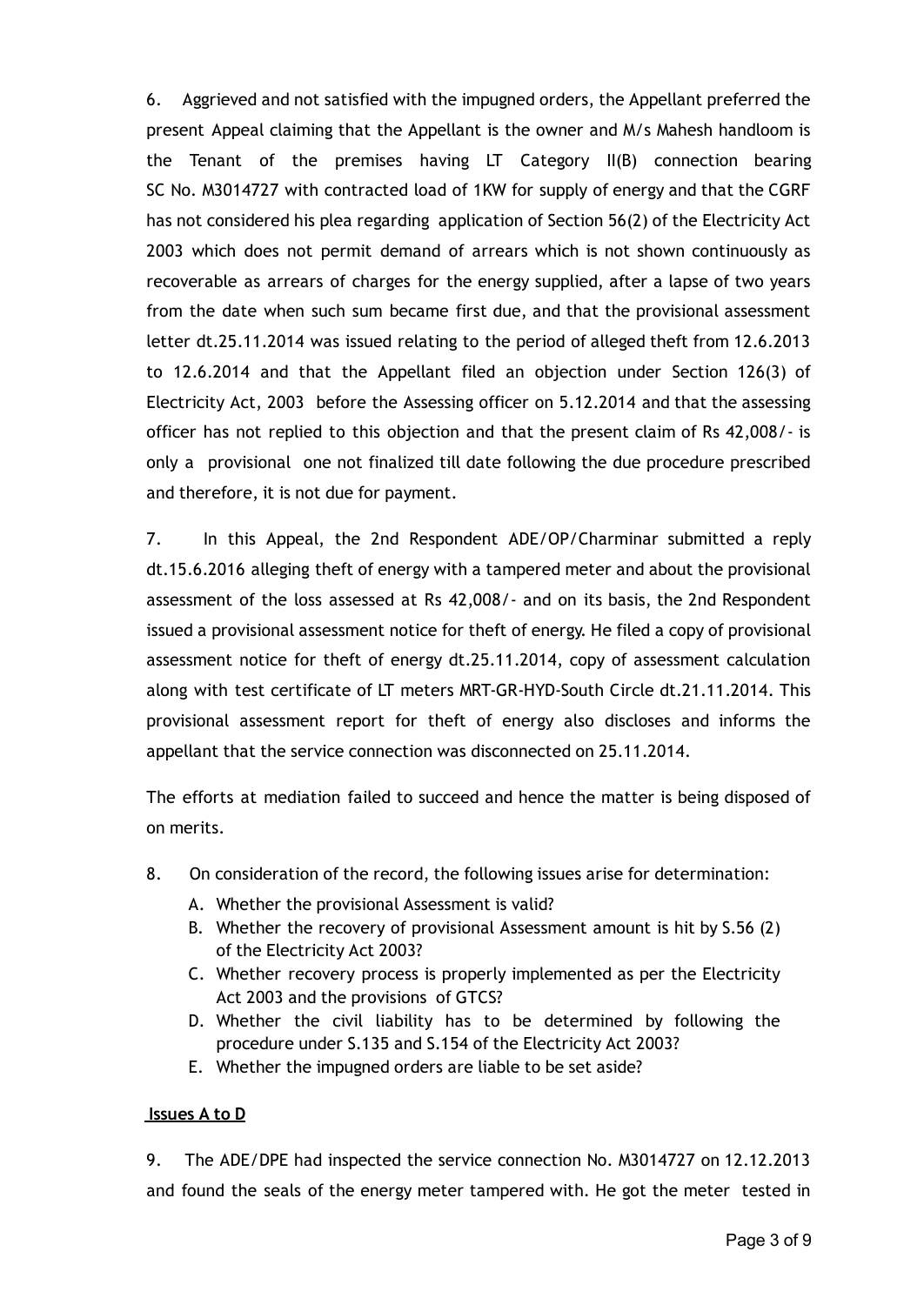6. Aggrieved and not satisfied with the impugned orders, the Appellant preferred the present Appeal claiming that the Appellant is the owner and M/s Mahesh handloom is the Tenant of the premises having LT Category II(B) connection bearing SC No. M3014727 with contracted load of 1KW for supply of energy and that the CGRF has not considered his plea regarding application of Section 56(2) of the Electricity Act 2003 which does not permit demand of arrears which is not shown continuously as recoverable as arrears of charges for the energy supplied, after a lapse of two years from the date when such sum became first due, and that the provisional assessment letter dt.25.11.2014 was issued relating to the period of alleged theft from 12.6.2013 to 12.6.2014 and that the Appellant filed an objection under Section 126(3) of Electricity Act, 2003 before the Assessing officer on 5.12.2014 and that the assessing officer has not replied to this objection and that the present claim of Rs 42,008/- is only a provisional one not finalized till date following the due procedure prescribed and therefore, it is not due for payment.

7. In this Appeal, the 2nd Respondent ADE/OP/Charminar submitted a reply dt.15.6.2016 alleging theft of energy with a tampered meter and about the provisional assessment of the loss assessed at Rs 42,008/- and on its basis, the 2nd Respondent issued a provisional assessment notice for theft of energy. He filed a copy of provisional assessment notice for theft of energy dt.25.11.2014, copy of assessment calculation along with test certificate of LT meters MRT-GR-HYD-South Circle dt.21.11.2014. This provisional assessment report for theft of energy also discloses and informs the appellant that the service connection was disconnected on 25.11.2014.

The efforts at mediation failed to succeed and hence the matter is being disposed of on merits.

8. On consideration of the record, the following issues arise for determination:

A. Whether the provisional Assessment is valid?
B. Whether the recovery of provisional Assessment amount is hit by S.56 (2) of the Electricity Act 2003?
C. Whether recovery process is properly implemented as per the Electricity Act 2003 and the provisions of GTCS?
D. Whether the civil liability has to be determined by following the procedure under S.135 and S.154 of the Electricity Act 2003?
E. Whether the impugned orders are liable to be set aside?

**Issues A to D**

9. The ADE/DPE had inspected the service connection No. M3014727 on 12.12.2013 and found the seals of the energy meter tampered with. He got the meter tested in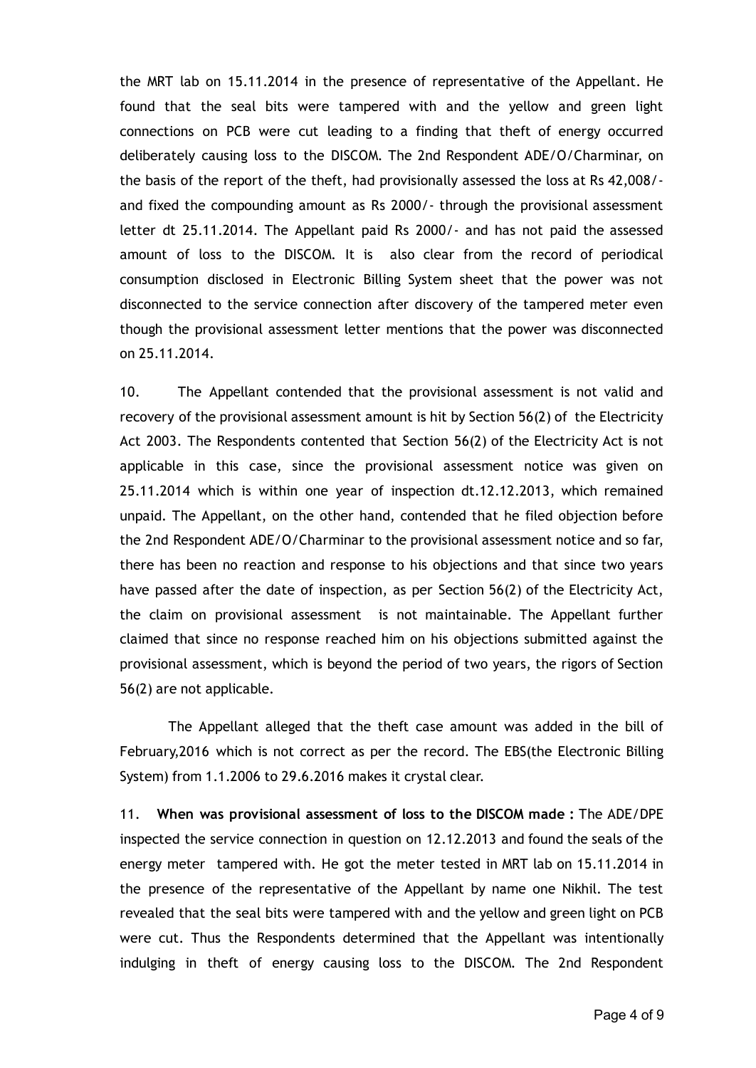the MRT lab on 15.11.2014 in the presence of representative of the Appellant. He found that the seal bits were tampered with and the yellow and green light connections on PCB were cut leading to a finding that theft of energy occurred deliberately causing loss to the DISCOM. The 2nd Respondent ADE/O/Charminar, on the basis of the report of the theft, had provisionally assessed the loss at Rs 42,008/- and fixed the compounding amount as Rs 2000/- through the provisional assessment letter dt 25.11.2014. The Appellant paid Rs 2000/- and has not paid the assessed amount of loss to the DISCOM. It is also clear from the record of periodical consumption disclosed in Electronic Billing System sheet that the power was not disconnected to the service connection after discovery of the tampered meter even though the provisional assessment letter mentions that the power was disconnected on 25.11.2014.

10. The Appellant contended that the provisional assessment is not valid and recovery of the provisional assessment amount is hit by Section 56(2) of the Electricity Act 2003. The Respondents contented that Section 56(2) of the Electricity Act is not applicable in this case, since the provisional assessment notice was given on 25.11.2014 which is within one year of inspection dt.12.12.2013, which remained unpaid. The Appellant, on the other hand, contended that he filed objection before the 2nd Respondent ADE/O/Charminar to the provisional assessment notice and so far, there has been no reaction and response to his objections and that since two years have passed after the date of inspection, as per Section 56(2) of the Electricity Act, the claim on provisional assessment is not maintainable. The Appellant further claimed that since no response reached him on his objections submitted against the provisional assessment, which is beyond the period of two years, the rigors of Section 56(2) are not applicable.

The Appellant alleged that the theft case amount was added in the bill of February,2016 which is not correct as per the record. The EBS(the Electronic Billing System) from 1.1.2006 to 29.6.2016 makes it crystal clear.

11. **When was provisional assessment of loss to the DISCOM made :** The ADE/DPE inspected the service connection in question on 12.12.2013 and found the seals of the energy meter tampered with. He got the meter tested in MRT lab on 15.11.2014 in the presence of the representative of the Appellant by name one Nikhil. The test revealed that the seal bits were tampered with and the yellow and green light on PCB were cut. Thus the Respondents determined that the Appellant was intentionally indulging in theft of energy causing loss to the DISCOM. The 2nd Respondent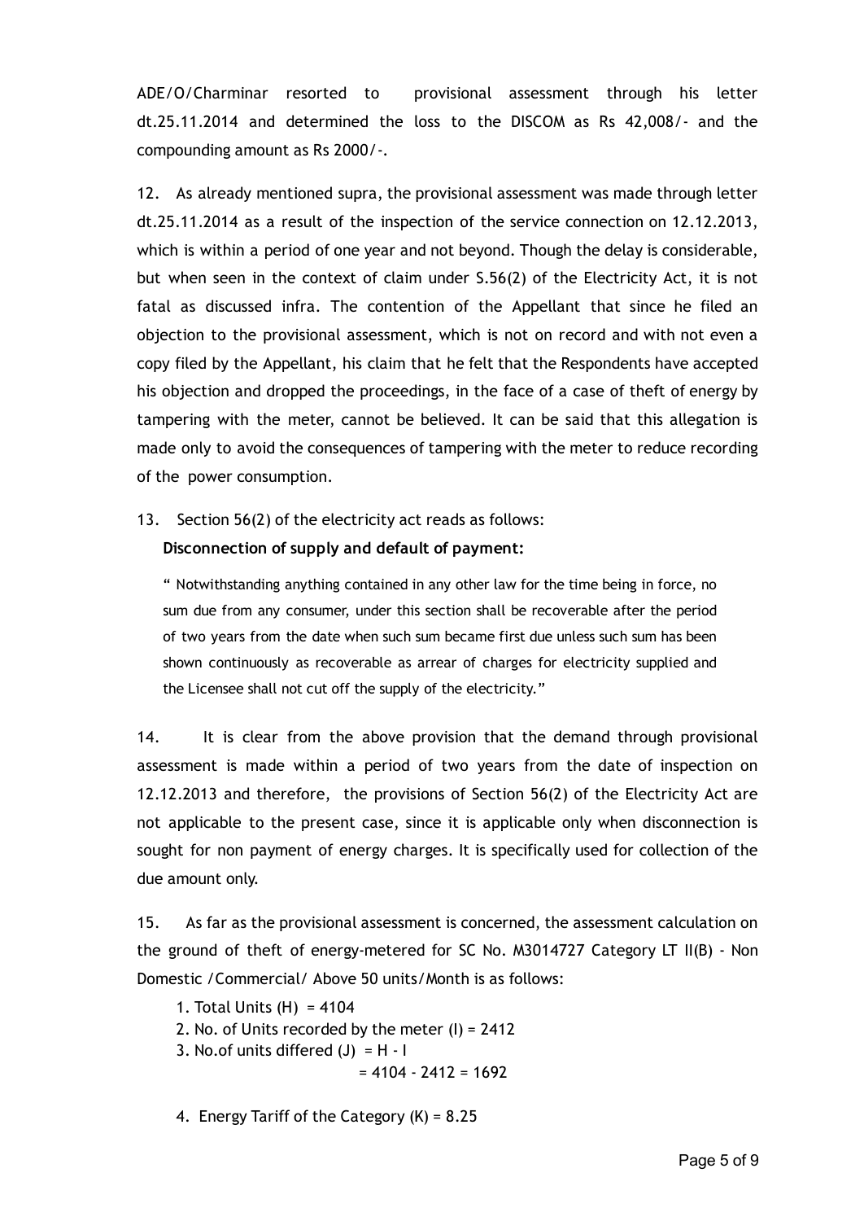ADE/O/Charminar resorted to provisional assessment through his letter dt.25.11.2014 and determined the loss to the DISCOM as Rs 42,008/- and the compounding amount as Rs 2000/-.

12. As already mentioned supra, the provisional assessment was made through letter dt.25.11.2014 as a result of the inspection of the service connection on 12.12.2013, which is within a period of one year and not beyond. Though the delay is considerable, but when seen in the context of claim under S.56(2) of the Electricity Act, it is not fatal as discussed infra. The contention of the Appellant that since he filed an objection to the provisional assessment, which is not on record and with not even a copy filed by the Appellant, his claim that he felt that the Respondents have accepted his objection and dropped the proceedings, in the face of a case of theft of energy by tampering with the meter, cannot be believed. It can be said that this allegation is made only to avoid the consequences of tampering with the meter to reduce recording of the power consumption.

13. Section 56(2) of the electricity act reads as follows:

**Disconnection of supply and default of payment:**

> " Notwithstanding anything contained in any other law for the time being in force, no sum due from any consumer, under this section shall be recoverable after the period of two years from the date when such sum became first due unless such sum has been shown continuously as recoverable as arrear of charges for electricity supplied and the Licensee shall not cut off the supply of the electricity."

14. It is clear from the above provision that the demand through provisional assessment is made within a period of two years from the date of inspection on 12.12.2013 and therefore, the provisions of Section 56(2) of the Electricity Act are not applicable to the present case, since it is applicable only when disconnection is sought for non payment of energy charges. It is specifically used for collection of the due amount only.

15. As far as the provisional assessment is concerned, the assessment calculation on the ground of theft of energy-metered for SC No. M3014727 Category LT II(B) - Non Domestic /Commercial/ Above 50 units/Month is as follows:

1. Total Units (H) = 4104
2. No. of Units recorded by the meter (I) = 2412
3. No.of units differed (J) = H - I
   = 4104 - 2412 = 1692
4. Energy Tariff of the Category (K) = 8.25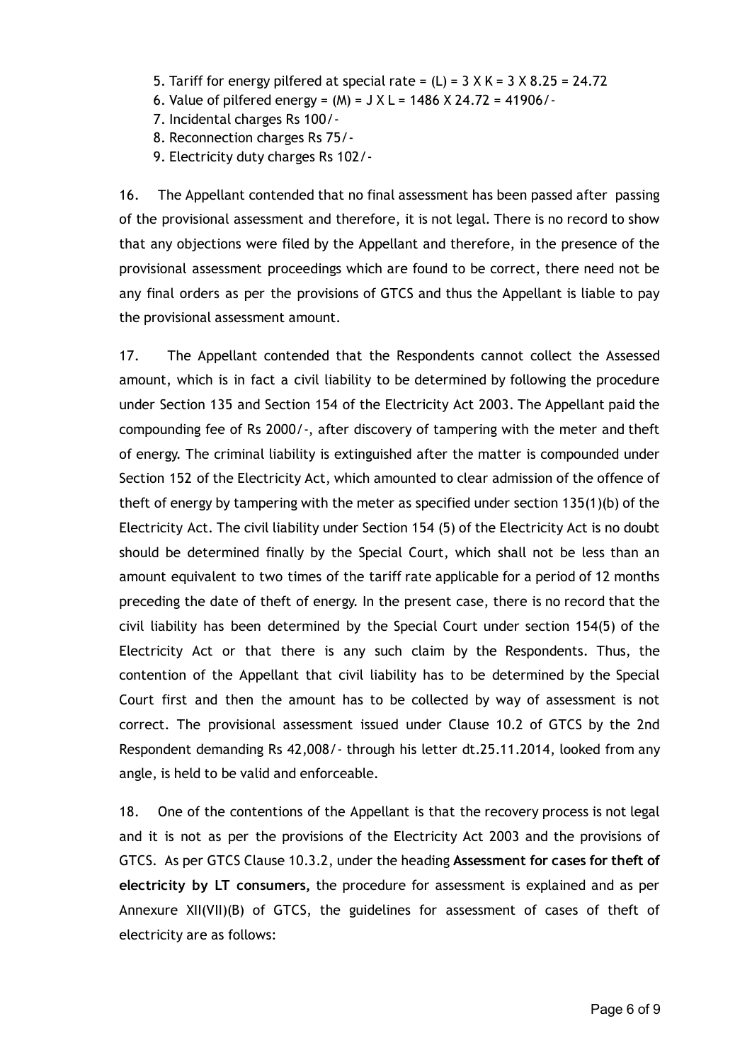5. Tariff for energy pilfered at special rate = (L) = 3 X K = 3 X 8.25 = 24.72
6. Value of pilfered energy = (M) = J X L = 1486 X 24.72 = 41906/-
7. Incidental charges Rs 100/-
8. Reconnection charges Rs 75/-
9. Electricity duty charges Rs 102/-

16. The Appellant contended that no final assessment has been passed after passing of the provisional assessment and therefore, it is not legal. There is no record to show that any objections were filed by the Appellant and therefore, in the presence of the provisional assessment proceedings which are found to be correct, there need not be any final orders as per the provisions of GTCS and thus the Appellant is liable to pay the provisional assessment amount.

17. The Appellant contended that the Respondents cannot collect the Assessed amount, which is in fact a civil liability to be determined by following the procedure under Section 135 and Section 154 of the Electricity Act 2003. The Appellant paid the compounding fee of Rs 2000/-, after discovery of tampering with the meter and theft of energy. The criminal liability is extinguished after the matter is compounded under Section 152 of the Electricity Act, which amounted to clear admission of the offence of theft of energy by tampering with the meter as specified under section 135(1)(b) of the Electricity Act. The civil liability under Section 154 (5) of the Electricity Act is no doubt should be determined finally by the Special Court, which shall not be less than an amount equivalent to two times of the tariff rate applicable for a period of 12 months preceding the date of theft of energy. In the present case, there is no record that the civil liability has been determined by the Special Court under section 154(5) of the Electricity Act or that there is any such claim by the Respondents. Thus, the contention of the Appellant that civil liability has to be determined by the Special Court first and then the amount has to be collected by way of assessment is not correct. The provisional assessment issued under Clause 10.2 of GTCS by the 2nd Respondent demanding Rs 42,008/- through his letter dt.25.11.2014, looked from any angle, is held to be valid and enforceable.

18. One of the contentions of the Appellant is that the recovery process is not legal and it is not as per the provisions of the Electricity Act 2003 and the provisions of GTCS. As per GTCS Clause 10.3.2, under the heading **Assessment for cases for theft of electricity by LT consumers,** the procedure for assessment is explained and as per Annexure XII(VII)(B) of GTCS, the guidelines for assessment of cases of theft of electricity are as follows: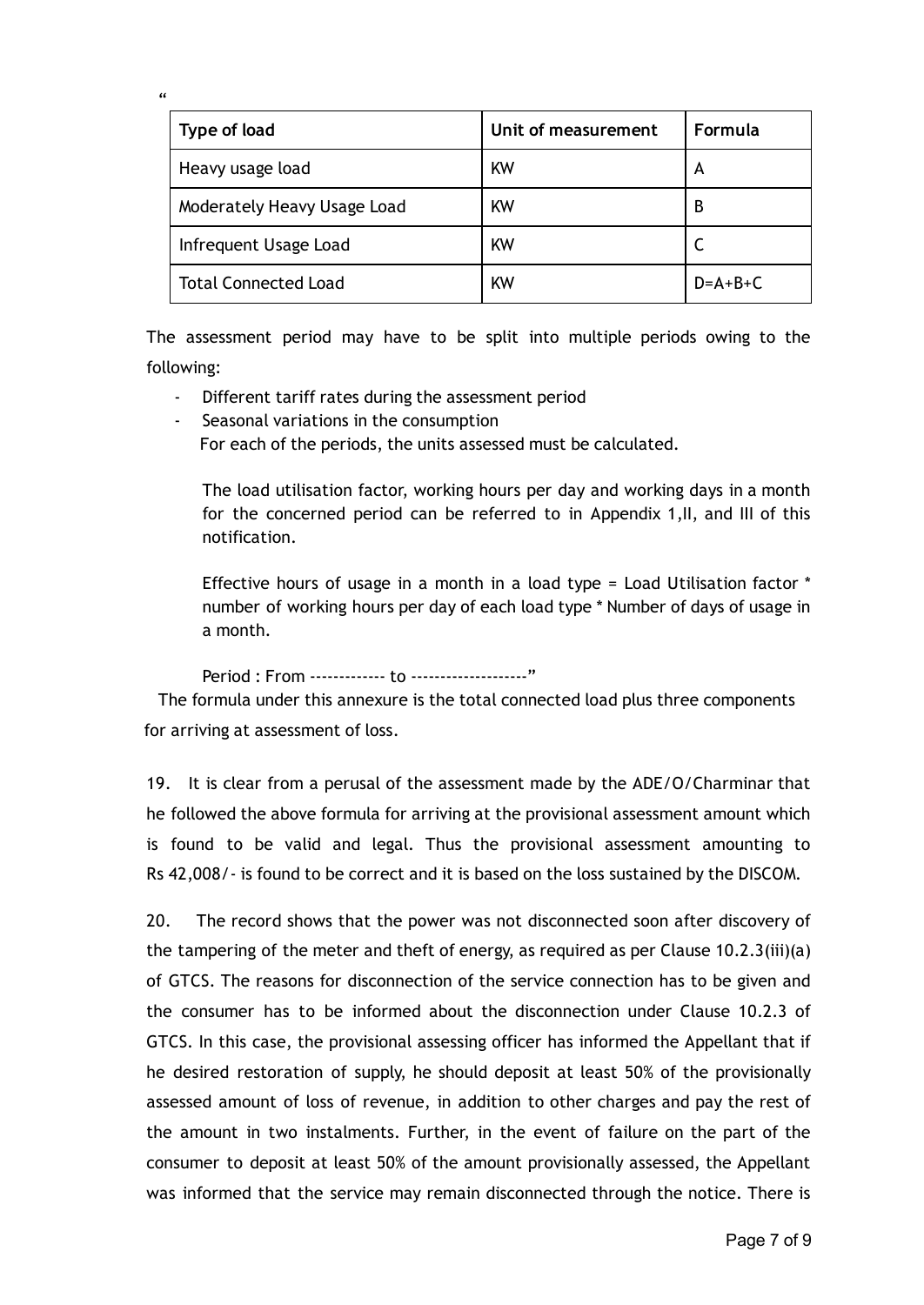“

| Type of load | Unit of measurement | Formula |
|---|---|---|
| Heavy usage load | KW | A |
| Moderately Heavy Usage Load | KW | B |
| Infrequent Usage Load | KW | C |
| Total Connected Load | KW | D=A+B+C |

The assessment period may have to be split into multiple periods owing to the following:

- Different tariff rates during the assessment period
- Seasonal variations in the consumption
  For each of the periods, the units assessed must be calculated.

  The load utilisation factor, working hours per day and working days in a month for the concerned period can be referred to in Appendix 1,II, and III of this notification.

  Effective hours of usage in a month in a load type = Load Utilisation factor * number of working hours per day of each load type * Number of days of usage in a month.

  Period : From ------------- to --------------------”

The formula under this annexure is the total connected load plus three components for arriving at assessment of loss.

19. It is clear from a perusal of the assessment made by the ADE/O/Charminar that he followed the above formula for arriving at the provisional assessment amount which is found to be valid and legal. Thus the provisional assessment amounting to Rs 42,008/- is found to be correct and it is based on the loss sustained by the DISCOM.

20. The record shows that the power was not disconnected soon after discovery of the tampering of the meter and theft of energy, as required as per Clause 10.2.3(iii)(a) of GTCS. The reasons for disconnection of the service connection has to be given and the consumer has to be informed about the disconnection under Clause 10.2.3 of GTCS. In this case, the provisional assessing officer has informed the Appellant that if he desired restoration of supply, he should deposit at least 50% of the provisionally assessed amount of loss of revenue, in addition to other charges and pay the rest of the amount in two instalments. Further, in the event of failure on the part of the consumer to deposit at least 50% of the amount provisionally assessed, the Appellant was informed that the service may remain disconnected through the notice. There is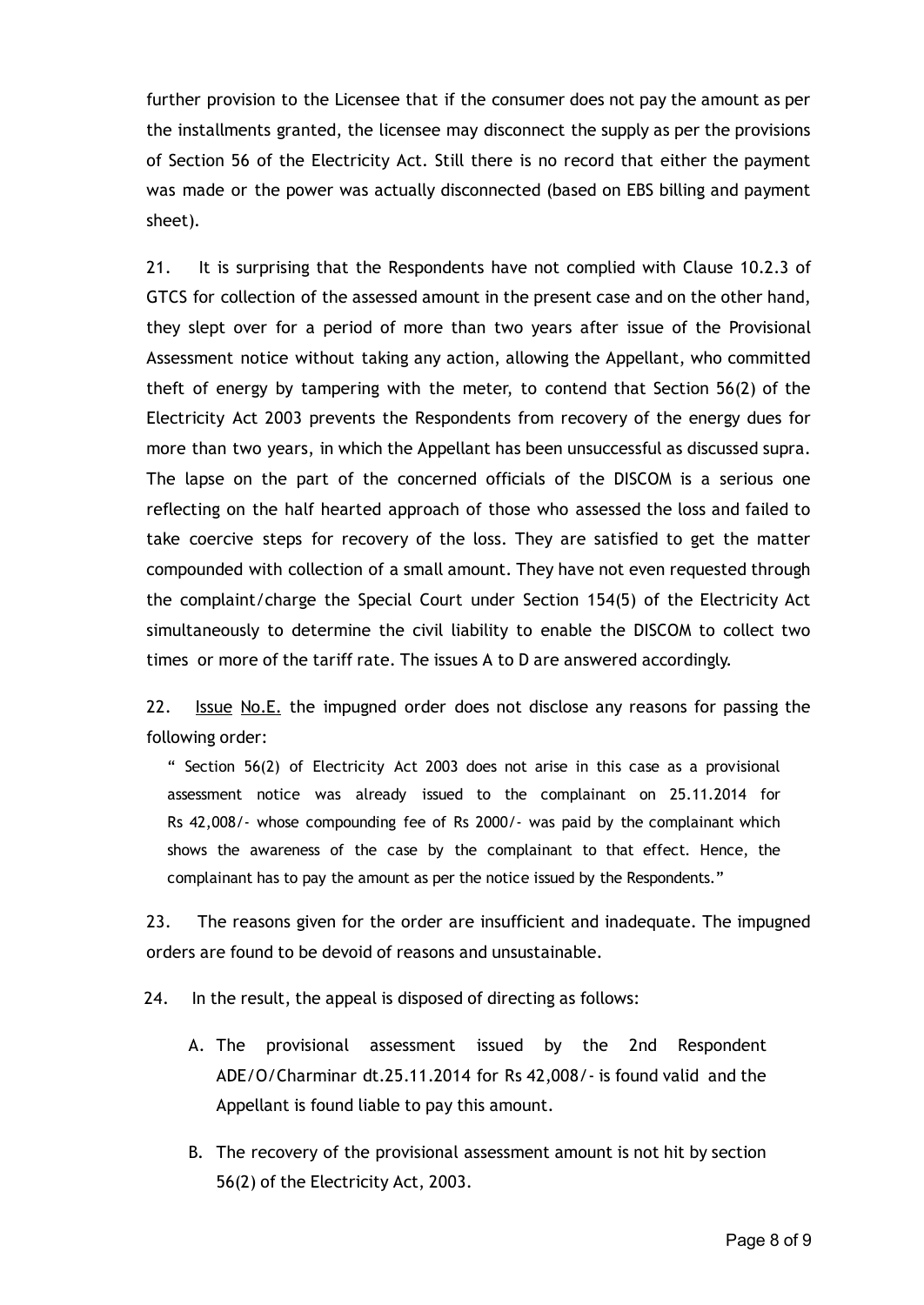further provision to the Licensee that if the consumer does not pay the amount as per the installments granted, the licensee may disconnect the supply as per the provisions of Section 56 of the Electricity Act. Still there is no record that either the payment was made or the power was actually disconnected (based on EBS billing and payment sheet).

21. It is surprising that the Respondents have not complied with Clause 10.2.3 of GTCS for collection of the assessed amount in the present case and on the other hand, they slept over for a period of more than two years after issue of the Provisional Assessment notice without taking any action, allowing the Appellant, who committed theft of energy by tampering with the meter, to contend that Section 56(2) of the Electricity Act 2003 prevents the Respondents from recovery of the energy dues for more than two years, in which the Appellant has been unsuccessful as discussed supra. The lapse on the part of the concerned officials of the DISCOM is a serious one reflecting on the half hearted approach of those who assessed the loss and failed to take coercive steps for recovery of the loss. They are satisfied to get the matter compounded with collection of a small amount. They have not even requested through the complaint/charge the Special Court under Section 154(5) of the Electricity Act simultaneously to determine the civil liability to enable the DISCOM to collect two times or more of the tariff rate. The issues A to D are answered accordingly.

22. Issue No.E. the impugned order does not disclose any reasons for passing the following order:

> " Section 56(2) of Electricity Act 2003 does not arise in this case as a provisional assessment notice was already issued to the complainant on 25.11.2014 for Rs 42,008/- whose compounding fee of Rs 2000/- was paid by the complainant which shows the awareness of the case by the complainant to that effect. Hence, the complainant has to pay the amount as per the notice issued by the Respondents."

23. The reasons given for the order are insufficient and inadequate. The impugned orders are found to be devoid of reasons and unsustainable.

24. In the result, the appeal is disposed of directing as follows:

A. The provisional assessment issued by the 2nd Respondent ADE/O/Charminar dt.25.11.2014 for Rs 42,008/- is found valid and the Appellant is found liable to pay this amount.

B. The recovery of the provisional assessment amount is not hit by section 56(2) of the Electricity Act, 2003.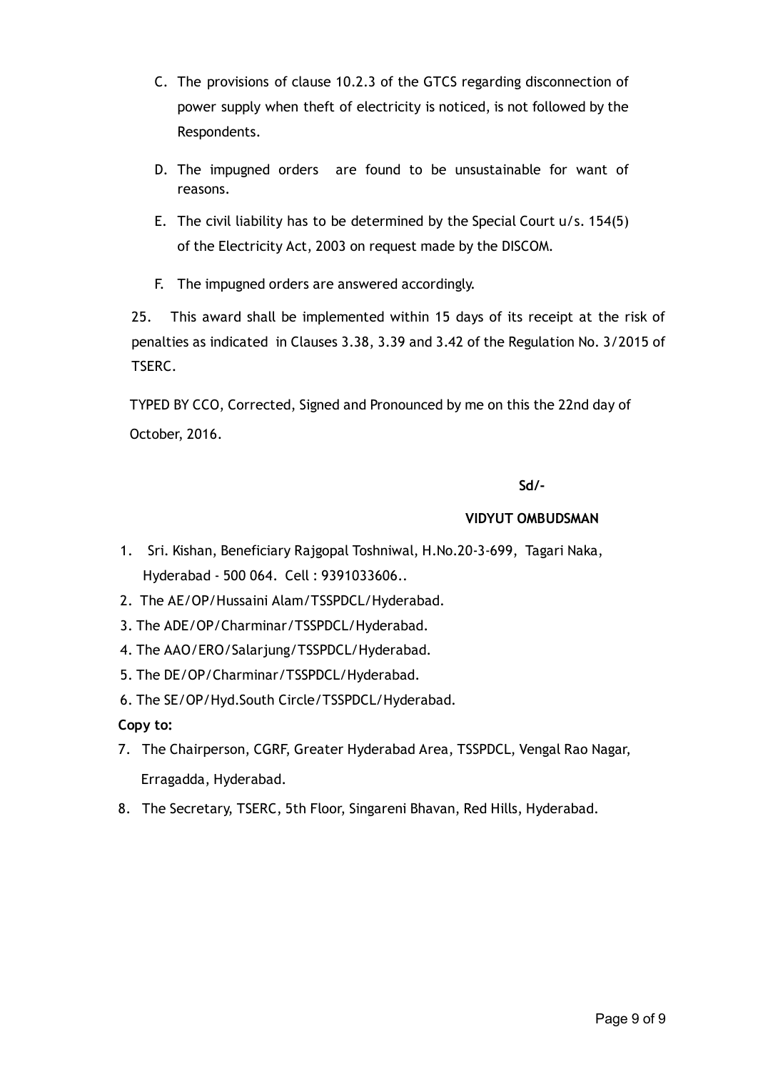C. The provisions of clause 10.2.3 of the GTCS regarding disconnection of power supply when theft of electricity is noticed, is not followed by the Respondents.

D. The impugned orders are found to be unsustainable for want of reasons.

E. The civil liability has to be determined by the Special Court u/s. 154(5) of the Electricity Act, 2003 on request made by the DISCOM.

F. The impugned orders are answered accordingly.

25. This award shall be implemented within 15 days of its receipt at the risk of penalties as indicated in Clauses 3.38, 3.39 and 3.42 of the Regulation No. 3/2015 of TSERC.

TYPED BY CCO, Corrected, Signed and Pronounced by me on this the 22nd day of October, 2016.

**Sd/-**

**VIDYUT OMBUDSMAN**

1. Sri. Kishan, Beneficiary Rajgopal Toshniwal, H.No.20-3-699, Tagari Naka, Hyderabad - 500 064. Cell : 9391033606..
2. The AE/OP/Hussaini Alam/TSSPDCL/Hyderabad.
3. The ADE/OP/Charminar/TSSPDCL/Hyderabad.
4. The AAO/ERO/Salarjung/TSSPDCL/Hyderabad.
5. The DE/OP/Charminar/TSSPDCL/Hyderabad.
6. The SE/OP/Hyd.South Circle/TSSPDCL/Hyderabad.

**Copy to:**

7. The Chairperson, CGRF, Greater Hyderabad Area, TSSPDCL, Vengal Rao Nagar, Erragadda, Hyderabad.
8. The Secretary, TSERC, 5th Floor, Singareni Bhavan, Red Hills, Hyderabad.